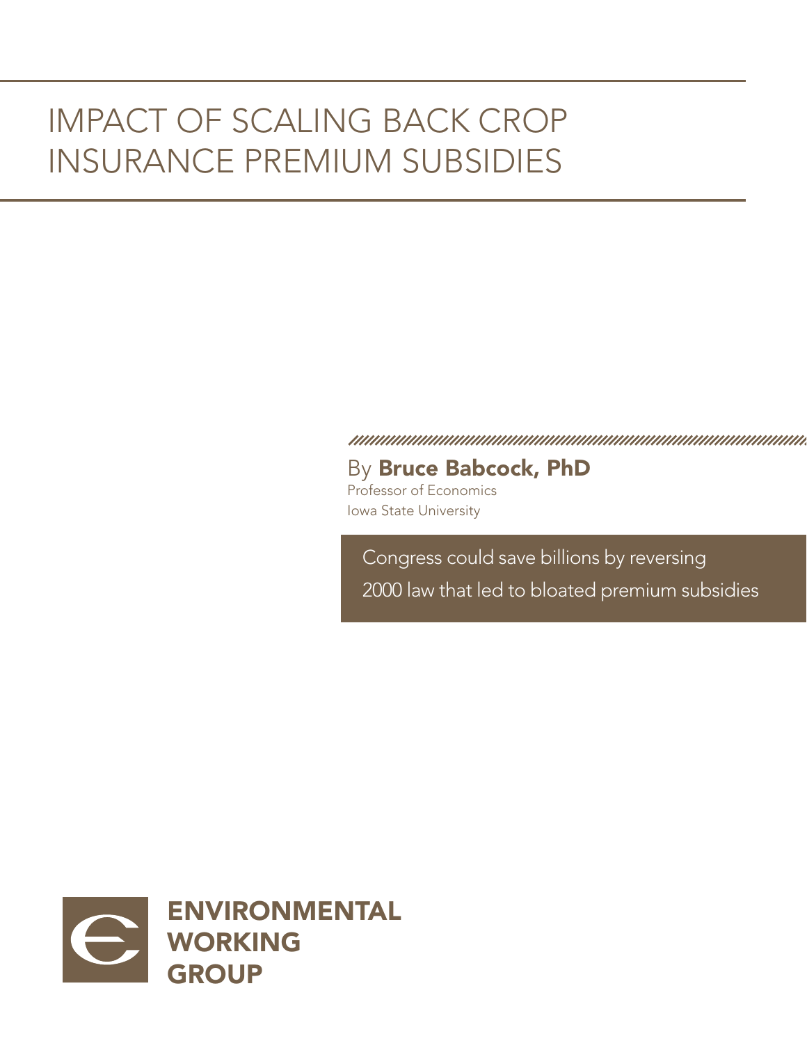# IMPACT OF SCALING BACK CROP INSURANCE PREMIUM SUBSIDIES

By **Bruce Babcock, PhD**

Professor of Economics

Iowa State University

Congress could save billions by reversing 2000 law that led to bloated premium subsidies

**ENVIRONMENTAL WORKING GROUP**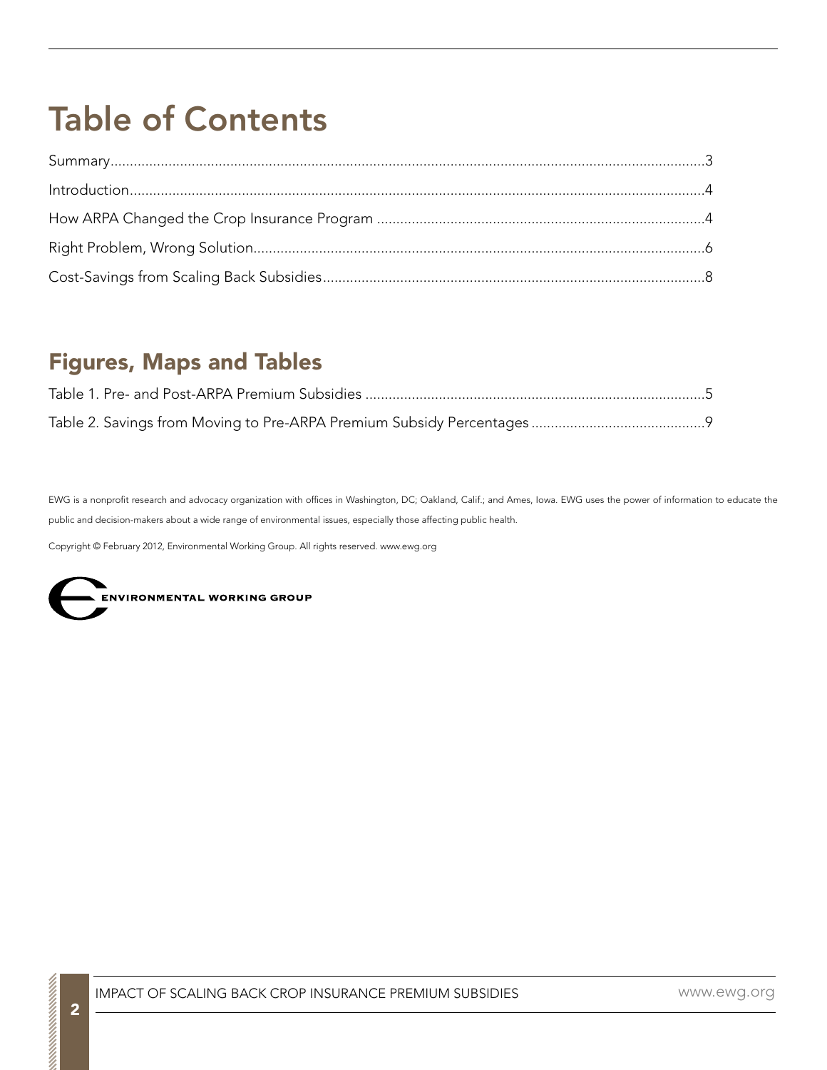# Table of Contents

Summary........................................................3

Introduction........................................................4

How ARPA Changed the Crop Insurance Program ........................................................4

Right Problem, Wrong Solution........................................................6

Cost-Savings from Scaling Back Subsidies........................................................8

## Figures, Maps and Tables

Table 1. Pre- and Post-ARPA Premium Subsidies ........................................................5

Table 2. Savings from Moving to Pre-ARPA Premium Subsidy Percentages ........................................................9

EWG is a nonprofit research and advocacy organization with offices in Washington, DC; Oakland, Calif.; and Ames, Iowa. EWG uses the power of information to educate the public and decision-makers about a wide range of environmental issues, especially those affecting public health.

Copyright © February 2012, Environmental Working Group. All rights reserved. www.ewg.org

ENVIRONMENTAL WORKING GROUP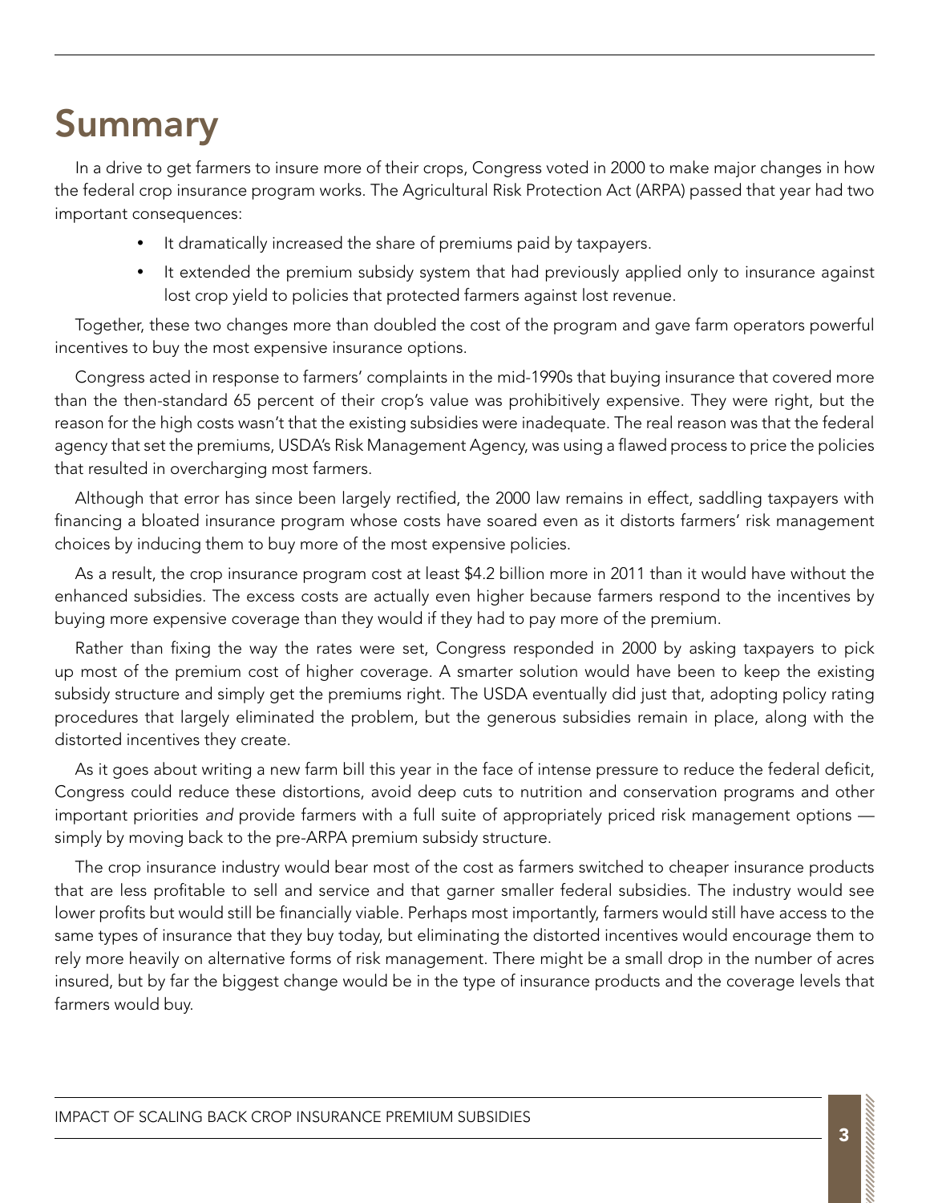# Summary

In a drive to get farmers to insure more of their crops, Congress voted in 2000 to make major changes in how the federal crop insurance program works. The Agricultural Risk Protection Act (ARPA) passed that year had two important consequences:

- It dramatically increased the share of premiums paid by taxpayers.
- It extended the premium subsidy system that had previously applied only to insurance against lost crop yield to policies that protected farmers against lost revenue.

Together, these two changes more than doubled the cost of the program and gave farm operators powerful incentives to buy the most expensive insurance options.

Congress acted in response to farmers' complaints in the mid-1990s that buying insurance that covered more than the then-standard 65 percent of their crop's value was prohibitively expensive. They were right, but the reason for the high costs wasn't that the existing subsidies were inadequate. The real reason was that the federal agency that set the premiums, USDA's Risk Management Agency, was using a flawed process to price the policies that resulted in overcharging most farmers.

Although that error has since been largely rectified, the 2000 law remains in effect, saddling taxpayers with financing a bloated insurance program whose costs have soared even as it distorts farmers' risk management choices by inducing them to buy more of the most expensive policies.

As a result, the crop insurance program cost at least $4.2 billion more in 2011 than it would have without the enhanced subsidies. The excess costs are actually even higher because farmers respond to the incentives by buying more expensive coverage than they would if they had to pay more of the premium.

Rather than fixing the way the rates were set, Congress responded in 2000 by asking taxpayers to pick up most of the premium cost of higher coverage. A smarter solution would have been to keep the existing subsidy structure and simply get the premiums right. The USDA eventually did just that, adopting policy rating procedures that largely eliminated the problem, but the generous subsidies remain in place, along with the distorted incentives they create.

As it goes about writing a new farm bill this year in the face of intense pressure to reduce the federal deficit, Congress could reduce these distortions, avoid deep cuts to nutrition and conservation programs and other important priorities *and* provide farmers with a full suite of appropriately priced risk management options — simply by moving back to the pre-ARPA premium subsidy structure.

The crop insurance industry would bear most of the cost as farmers switched to cheaper insurance products that are less profitable to sell and service and that garner smaller federal subsidies. The industry would see lower profits but would still be financially viable. Perhaps most importantly, farmers would still have access to the same types of insurance that they buy today, but eliminating the distorted incentives would encourage them to rely more heavily on alternative forms of risk management. There might be a small drop in the number of acres insured, but by far the biggest change would be in the type of insurance products and the coverage levels that farmers would buy.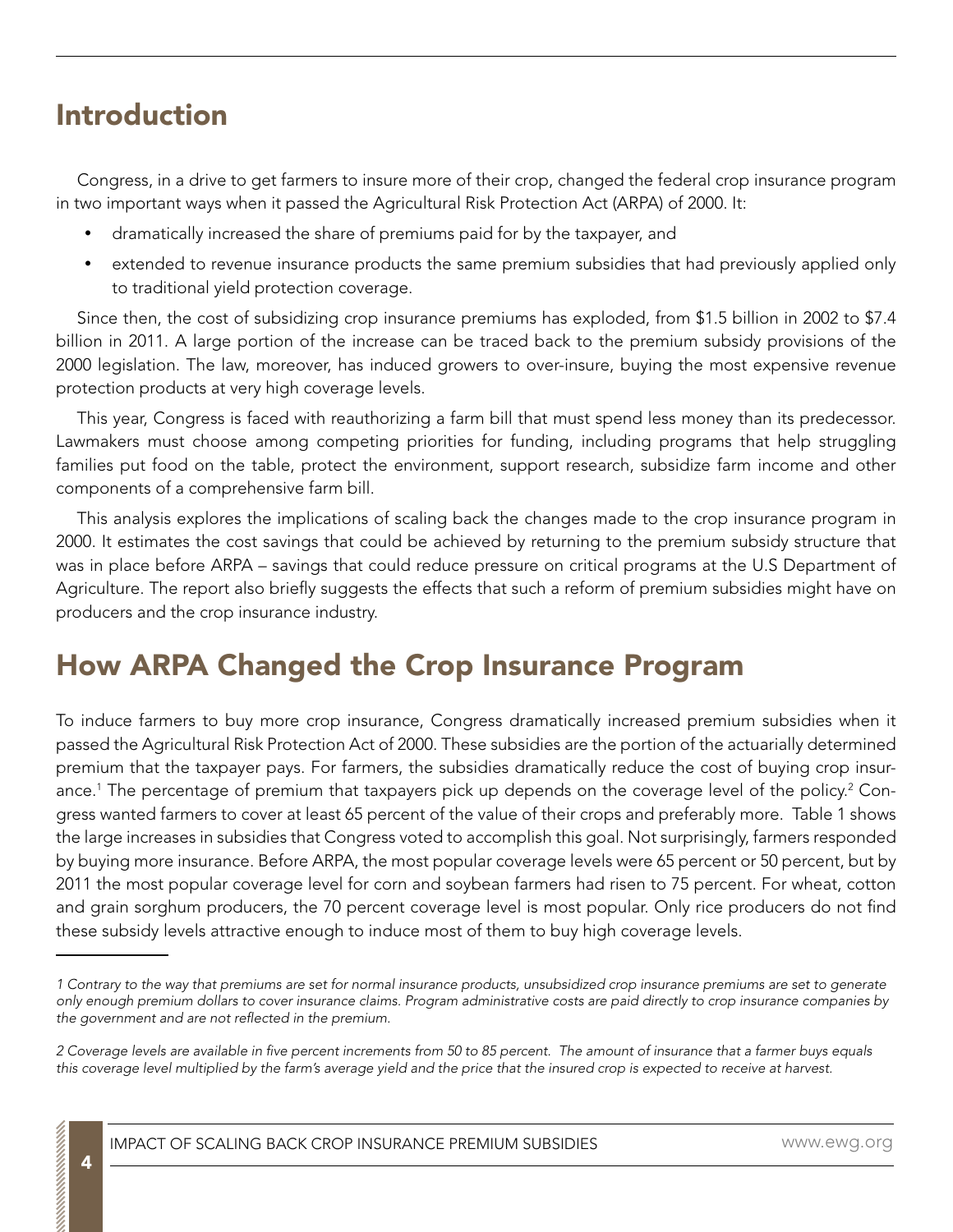## Introduction

Congress, in a drive to get farmers to insure more of their crop, changed the federal crop insurance program in two important ways when it passed the Agricultural Risk Protection Act (ARPA) of 2000. It:

- dramatically increased the share of premiums paid for by the taxpayer, and
- extended to revenue insurance products the same premium subsidies that had previously applied only to traditional yield protection coverage.

Since then, the cost of subsidizing crop insurance premiums has exploded, from $1.5 billion in 2002 to $7.4 billion in 2011. A large portion of the increase can be traced back to the premium subsidy provisions of the 2000 legislation. The law, moreover, has induced growers to over-insure, buying the most expensive revenue protection products at very high coverage levels.

This year, Congress is faced with reauthorizing a farm bill that must spend less money than its predecessor. Lawmakers must choose among competing priorities for funding, including programs that help struggling families put food on the table, protect the environment, support research, subsidize farm income and other components of a comprehensive farm bill.

This analysis explores the implications of scaling back the changes made to the crop insurance program in 2000. It estimates the cost savings that could be achieved by returning to the premium subsidy structure that was in place before ARPA – savings that could reduce pressure on critical programs at the U.S Department of Agriculture. The report also briefly suggests the effects that such a reform of premium subsidies might have on producers and the crop insurance industry.

## How ARPA Changed the Crop Insurance Program

To induce farmers to buy more crop insurance, Congress dramatically increased premium subsidies when it passed the Agricultural Risk Protection Act of 2000. These subsidies are the portion of the actuarially determined premium that the taxpayer pays. For farmers, the subsidies dramatically reduce the cost of buying crop insurance.[1] The percentage of premium that taxpayers pick up depends on the coverage level of the policy.[2] Congress wanted farmers to cover at least 65 percent of the value of their crops and preferably more. Table 1 shows the large increases in subsidies that Congress voted to accomplish this goal. Not surprisingly, farmers responded by buying more insurance. Before ARPA, the most popular coverage levels were 65 percent or 50 percent, but by 2011 the most popular coverage level for corn and soybean farmers had risen to 75 percent. For wheat, cotton and grain sorghum producers, the 70 percent coverage level is most popular. Only rice producers do not find these subsidy levels attractive enough to induce most of them to buy high coverage levels.

---

*1 Contrary to the way that premiums are set for normal insurance products, unsubsidized crop insurance premiums are set to generate only enough premium dollars to cover insurance claims. Program administrative costs are paid directly to crop insurance companies by the government and are not reflected in the premium.*

*2 Coverage levels are available in five percent increments from 50 to 85 percent. The amount of insurance that a farmer buys equals this coverage level multiplied by the farm's average yield and the price that the insured crop is expected to receive at harvest.*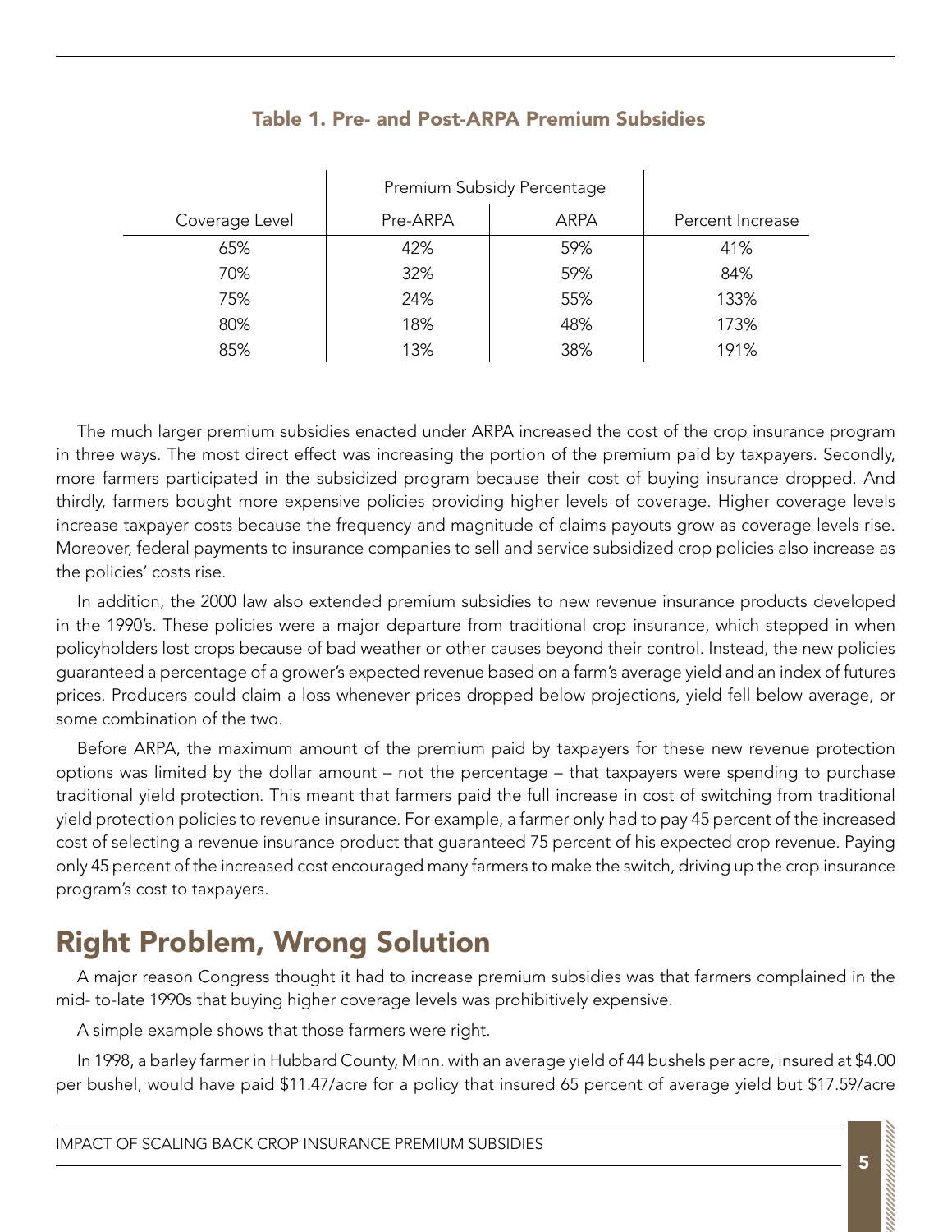**Table 1. Pre- and Post-ARPA Premium Subsidies**

| | Premium Subsidy Percentage | | |
|---|---|---|---|
| Coverage Level | Pre-ARPA | ARPA | Percent Increase |
| 65% | 42% | 59% | 41% |
| 70% | 32% | 59% | 84% |
| 75% | 24% | 55% | 133% |
| 80% | 18% | 48% | 173% |
| 85% | 13% | 38% | 191% |

The much larger premium subsidies enacted under ARPA increased the cost of the crop insurance program in three ways. The most direct effect was increasing the portion of the premium paid by taxpayers. Secondly, more farmers participated in the subsidized program because their cost of buying insurance dropped. And thirdly, farmers bought more expensive policies providing higher levels of coverage. Higher coverage levels increase taxpayer costs because the frequency and magnitude of claims payouts grow as coverage levels rise. Moreover, federal payments to insurance companies to sell and service subsidized crop policies also increase as the policies' costs rise.

In addition, the 2000 law also extended premium subsidies to new revenue insurance products developed in the 1990's. These policies were a major departure from traditional crop insurance, which stepped in when policyholders lost crops because of bad weather or other causes beyond their control. Instead, the new policies guaranteed a percentage of a grower's expected revenue based on a farm's average yield and an index of futures prices. Producers could claim a loss whenever prices dropped below projections, yield fell below average, or some combination of the two.

Before ARPA, the maximum amount of the premium paid by taxpayers for these new revenue protection options was limited by the dollar amount – not the percentage – that taxpayers were spending to purchase traditional yield protection. This meant that farmers paid the full increase in cost of switching from traditional yield protection policies to revenue insurance. For example, a farmer only had to pay 45 percent of the increased cost of selecting a revenue insurance product that guaranteed 75 percent of his expected crop revenue. Paying only 45 percent of the increased cost encouraged many farmers to make the switch, driving up the crop insurance program's cost to taxpayers.

## Right Problem, Wrong Solution

A major reason Congress thought it had to increase premium subsidies was that farmers complained in the mid- to-late 1990s that buying higher coverage levels was prohibitively expensive.

A simple example shows that those farmers were right.

In 1998, a barley farmer in Hubbard County, Minn. with an average yield of 44 bushels per acre, insured at $4.00 per bushel, would have paid $11.47/acre for a policy that insured 65 percent of average yield but $17.59/acre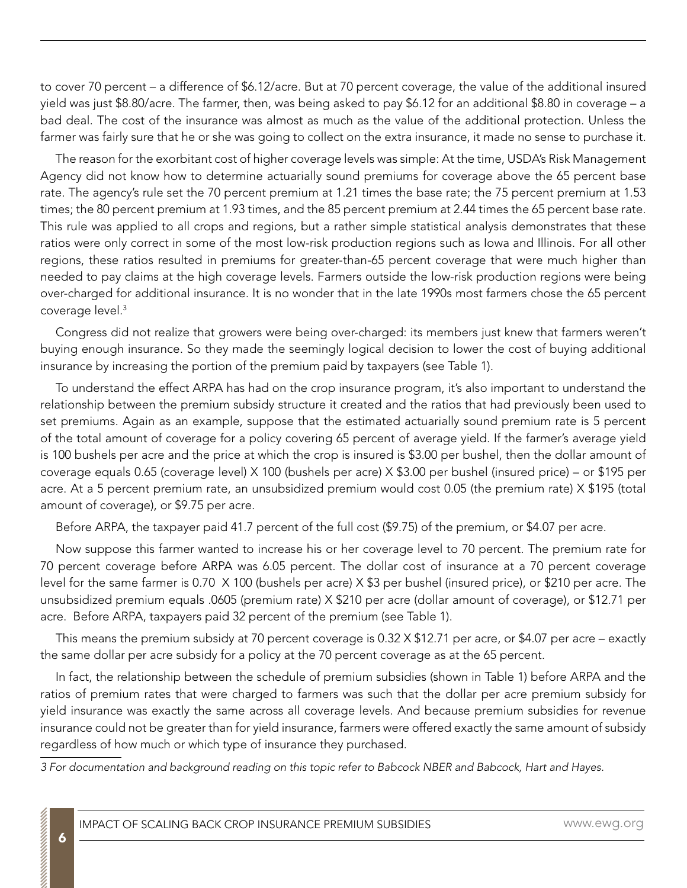to cover 70 percent – a difference of $6.12/acre. But at 70 percent coverage, the value of the additional insured yield was just $8.80/acre. The farmer, then, was being asked to pay $6.12 for an additional $8.80 in coverage – a bad deal. The cost of the insurance was almost as much as the value of the additional protection. Unless the farmer was fairly sure that he or she was going to collect on the extra insurance, it made no sense to purchase it.

The reason for the exorbitant cost of higher coverage levels was simple: At the time, USDA's Risk Management Agency did not know how to determine actuarially sound premiums for coverage above the 65 percent base rate. The agency's rule set the 70 percent premium at 1.21 times the base rate; the 75 percent premium at 1.53 times; the 80 percent premium at 1.93 times, and the 85 percent premium at 2.44 times the 65 percent base rate. This rule was applied to all crops and regions, but a rather simple statistical analysis demonstrates that these ratios were only correct in some of the most low-risk production regions such as Iowa and Illinois. For all other regions, these ratios resulted in premiums for greater-than-65 percent coverage that were much higher than needed to pay claims at the high coverage levels. Farmers outside the low-risk production regions were being over-charged for additional insurance. It is no wonder that in the late 1990s most farmers chose the 65 percent coverage level.[3]

Congress did not realize that growers were being over-charged: its members just knew that farmers weren't buying enough insurance. So they made the seemingly logical decision to lower the cost of buying additional insurance by increasing the portion of the premium paid by taxpayers (see Table 1).

To understand the effect ARPA has had on the crop insurance program, it's also important to understand the relationship between the premium subsidy structure it created and the ratios that had previously been used to set premiums. Again as an example, suppose that the estimated actuarially sound premium rate is 5 percent of the total amount of coverage for a policy covering 65 percent of average yield. If the farmer's average yield is 100 bushels per acre and the price at which the crop is insured is $3.00 per bushel, then the dollar amount of coverage equals 0.65 (coverage level) X 100 (bushels per acre) X $3.00 per bushel (insured price) – or $195 per acre. At a 5 percent premium rate, an unsubsidized premium would cost 0.05 (the premium rate) X $195 (total amount of coverage), or $9.75 per acre.

Before ARPA, the taxpayer paid 41.7 percent of the full cost ($9.75) of the premium, or $4.07 per acre.

Now suppose this farmer wanted to increase his or her coverage level to 70 percent. The premium rate for 70 percent coverage before ARPA was 6.05 percent. The dollar cost of insurance at a 70 percent coverage level for the same farmer is 0.70 X 100 (bushels per acre) X $3 per bushel (insured price), or $210 per acre. The unsubsidized premium equals .0605 (premium rate) X $210 per acre (dollar amount of coverage), or $12.71 per acre. Before ARPA, taxpayers paid 32 percent of the premium (see Table 1).

This means the premium subsidy at 70 percent coverage is 0.32 X $12.71 per acre, or $4.07 per acre – exactly the same dollar per acre subsidy for a policy at the 70 percent coverage as at the 65 percent.

In fact, the relationship between the schedule of premium subsidies (shown in Table 1) before ARPA and the ratios of premium rates that were charged to farmers was such that the dollar per acre premium subsidy for yield insurance was exactly the same across all coverage levels. And because premium subsidies for revenue insurance could not be greater than for yield insurance, farmers were offered exactly the same amount of subsidy regardless of how much or which type of insurance they purchased.

*3 For documentation and background reading on this topic refer to Babcock NBER and Babcock, Hart and Hayes.*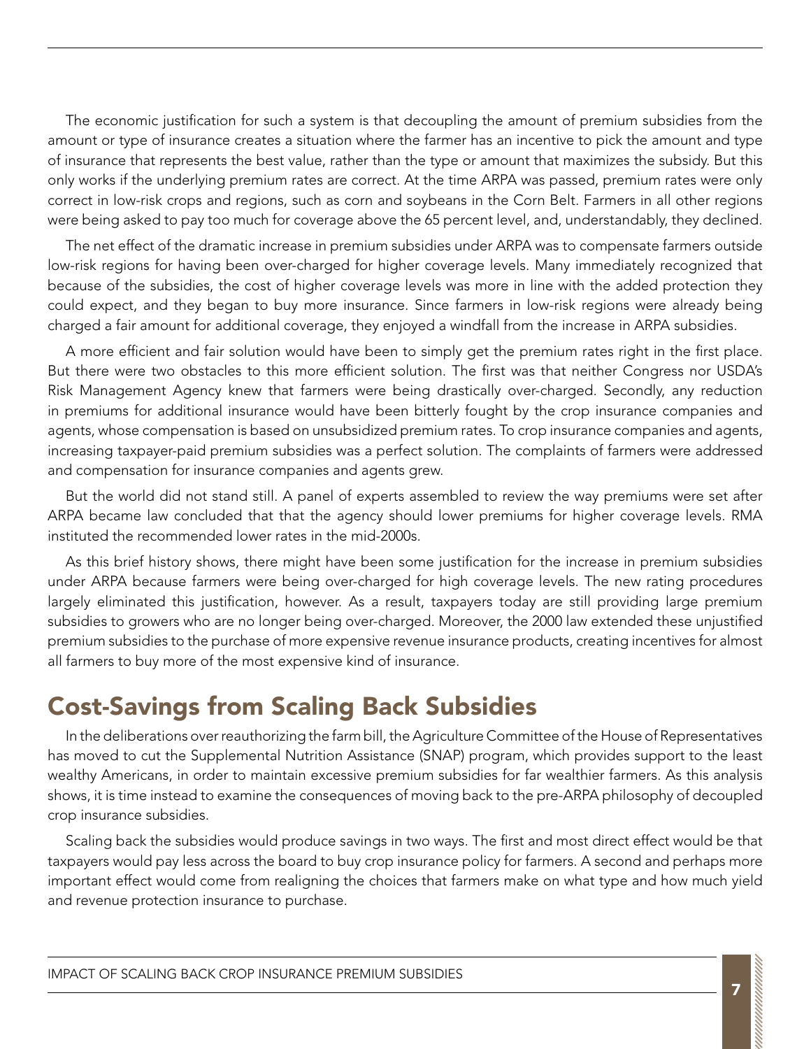The economic justification for such a system is that decoupling the amount of premium subsidies from the amount or type of insurance creates a situation where the farmer has an incentive to pick the amount and type of insurance that represents the best value, rather than the type or amount that maximizes the subsidy. But this only works if the underlying premium rates are correct. At the time ARPA was passed, premium rates were only correct in low-risk crops and regions, such as corn and soybeans in the Corn Belt. Farmers in all other regions were being asked to pay too much for coverage above the 65 percent level, and, understandably, they declined.

The net effect of the dramatic increase in premium subsidies under ARPA was to compensate farmers outside low-risk regions for having been over-charged for higher coverage levels. Many immediately recognized that because of the subsidies, the cost of higher coverage levels was more in line with the added protection they could expect, and they began to buy more insurance. Since farmers in low-risk regions were already being charged a fair amount for additional coverage, they enjoyed a windfall from the increase in ARPA subsidies.

A more efficient and fair solution would have been to simply get the premium rates right in the first place. But there were two obstacles to this more efficient solution. The first was that neither Congress nor USDA's Risk Management Agency knew that farmers were being drastically over-charged. Secondly, any reduction in premiums for additional insurance would have been bitterly fought by the crop insurance companies and agents, whose compensation is based on unsubsidized premium rates. To crop insurance companies and agents, increasing taxpayer-paid premium subsidies was a perfect solution. The complaints of farmers were addressed and compensation for insurance companies and agents grew.

But the world did not stand still. A panel of experts assembled to review the way premiums were set after ARPA became law concluded that that the agency should lower premiums for higher coverage levels. RMA instituted the recommended lower rates in the mid-2000s.

As this brief history shows, there might have been some justification for the increase in premium subsidies under ARPA because farmers were being over-charged for high coverage levels. The new rating procedures largely eliminated this justification, however. As a result, taxpayers today are still providing large premium subsidies to growers who are no longer being over-charged. Moreover, the 2000 law extended these unjustified premium subsidies to the purchase of more expensive revenue insurance products, creating incentives for almost all farmers to buy more of the most expensive kind of insurance.

## Cost-Savings from Scaling Back Subsidies

In the deliberations over reauthorizing the farm bill, the Agriculture Committee of the House of Representatives has moved to cut the Supplemental Nutrition Assistance (SNAP) program, which provides support to the least wealthy Americans, in order to maintain excessive premium subsidies for far wealthier farmers. As this analysis shows, it is time instead to examine the consequences of moving back to the pre-ARPA philosophy of decoupled crop insurance subsidies.

Scaling back the subsidies would produce savings in two ways. The first and most direct effect would be that taxpayers would pay less across the board to buy crop insurance policy for farmers. A second and perhaps more important effect would come from realigning the choices that farmers make on what type and how much yield and revenue protection insurance to purchase.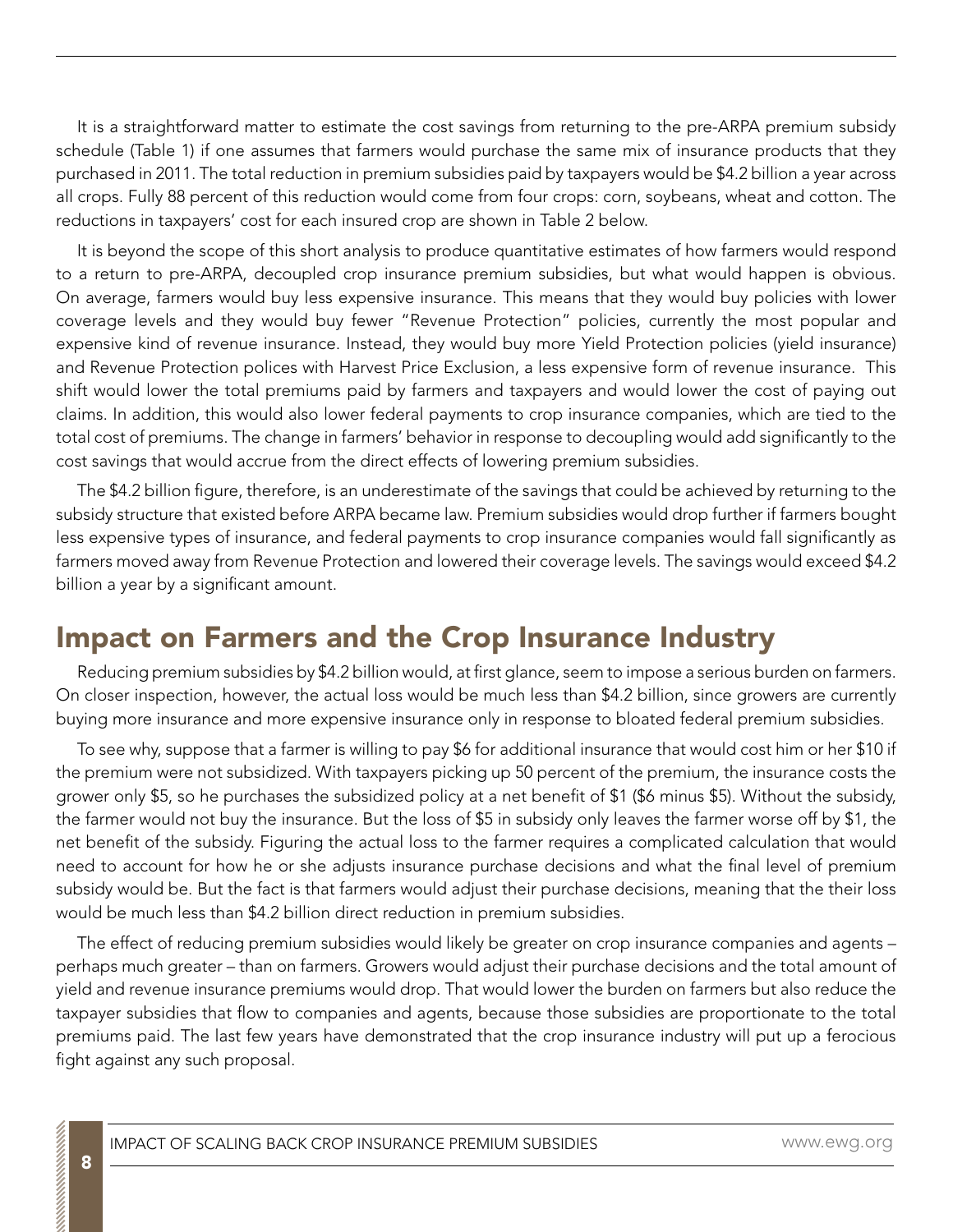It is a straightforward matter to estimate the cost savings from returning to the pre-ARPA premium subsidy schedule (Table 1) if one assumes that farmers would purchase the same mix of insurance products that they purchased in 2011. The total reduction in premium subsidies paid by taxpayers would be $4.2 billion a year across all crops. Fully 88 percent of this reduction would come from four crops: corn, soybeans, wheat and cotton. The reductions in taxpayers' cost for each insured crop are shown in Table 2 below.

It is beyond the scope of this short analysis to produce quantitative estimates of how farmers would respond to a return to pre-ARPA, decoupled crop insurance premium subsidies, but what would happen is obvious. On average, farmers would buy less expensive insurance. This means that they would buy policies with lower coverage levels and they would buy fewer "Revenue Protection" policies, currently the most popular and expensive kind of revenue insurance. Instead, they would buy more Yield Protection policies (yield insurance) and Revenue Protection polices with Harvest Price Exclusion, a less expensive form of revenue insurance. This shift would lower the total premiums paid by farmers and taxpayers and would lower the cost of paying out claims. In addition, this would also lower federal payments to crop insurance companies, which are tied to the total cost of premiums. The change in farmers' behavior in response to decoupling would add significantly to the cost savings that would accrue from the direct effects of lowering premium subsidies.

The $4.2 billion figure, therefore, is an underestimate of the savings that could be achieved by returning to the subsidy structure that existed before ARPA became law. Premium subsidies would drop further if farmers bought less expensive types of insurance, and federal payments to crop insurance companies would fall significantly as farmers moved away from Revenue Protection and lowered their coverage levels. The savings would exceed $4.2 billion a year by a significant amount.

## Impact on Farmers and the Crop Insurance Industry

Reducing premium subsidies by $4.2 billion would, at first glance, seem to impose a serious burden on farmers. On closer inspection, however, the actual loss would be much less than $4.2 billion, since growers are currently buying more insurance and more expensive insurance only in response to bloated federal premium subsidies.

To see why, suppose that a farmer is willing to pay $6 for additional insurance that would cost him or her $10 if the premium were not subsidized. With taxpayers picking up 50 percent of the premium, the insurance costs the grower only $5, so he purchases the subsidized policy at a net benefit of $1 ($6 minus $5). Without the subsidy, the farmer would not buy the insurance. But the loss of $5 in subsidy only leaves the farmer worse off by $1, the net benefit of the subsidy. Figuring the actual loss to the farmer requires a complicated calculation that would need to account for how he or she adjusts insurance purchase decisions and what the final level of premium subsidy would be. But the fact is that farmers would adjust their purchase decisions, meaning that the their loss would be much less than $4.2 billion direct reduction in premium subsidies.

The effect of reducing premium subsidies would likely be greater on crop insurance companies and agents – perhaps much greater – than on farmers. Growers would adjust their purchase decisions and the total amount of yield and revenue insurance premiums would drop. That would lower the burden on farmers but also reduce the taxpayer subsidies that flow to companies and agents, because those subsidies are proportionate to the total premiums paid. The last few years have demonstrated that the crop insurance industry will put up a ferocious fight against any such proposal.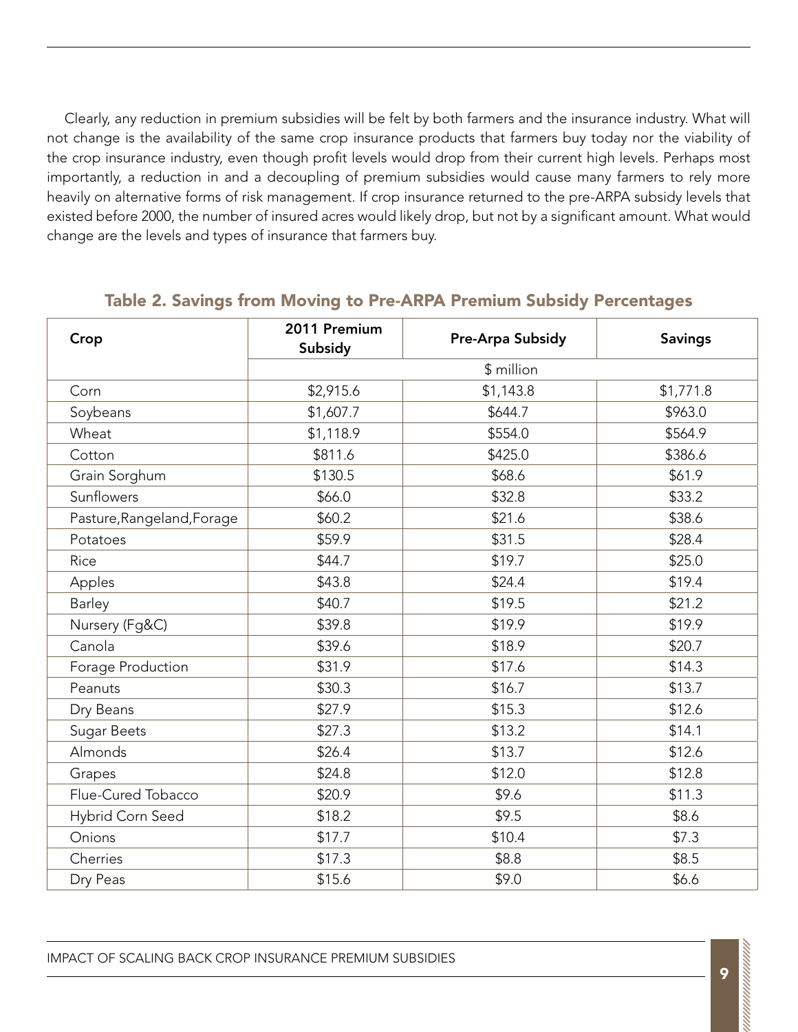Clearly, any reduction in premium subsidies will be felt by both farmers and the insurance industry. What will not change is the availability of the same crop insurance products that farmers buy today nor the viability of the crop insurance industry, even though profit levels would drop from their current high levels. Perhaps most importantly, a reduction in and a decoupling of premium subsidies would cause many farmers to rely more heavily on alternative forms of risk management. If crop insurance returned to the pre-ARPA subsidy levels that existed before 2000, the number of insured acres would likely drop, but not by a significant amount. What would change are the levels and types of insurance that farmers buy.

## Table 2. Savings from Moving to Pre-ARPA Premium Subsidy Percentages

| Crop | 2011 Premium Subsidy | Pre-Arpa Subsidy | Savings |
|---|---|---|---|
| | $ million | | |
| Corn | $2,915.6 | $1,143.8 | $1,771.8 |
| Soybeans | $1,607.7 | $644.7 | $963.0 |
| Wheat | $1,118.9 | $554.0 | $564.9 |
| Cotton | $811.6 | $425.0 | $386.6 |
| Grain Sorghum | $130.5 | $68.6 | $61.9 |
| Sunflowers | $66.0 | $32.8 | $33.2 |
| Pasture,Rangeland,Forage | $60.2 | $21.6 | $38.6 |
| Potatoes | $59.9 | $31.5 | $28.4 |
| Rice | $44.7 | $19.7 | $25.0 |
| Apples | $43.8 | $24.4 | $19.4 |
| Barley | $40.7 | $19.5 | $21.2 |
| Nursery (Fg&C) | $39.8 | $19.9 | $19.9 |
| Canola | $39.6 | $18.9 | $20.7 |
| Forage Production | $31.9 | $17.6 | $14.3 |
| Peanuts | $30.3 | $16.7 | $13.7 |
| Dry Beans | $27.9 | $15.3 | $12.6 |
| Sugar Beets | $27.3 | $13.2 | $14.1 |
| Almonds | $26.4 | $13.7 | $12.6 |
| Grapes | $24.8 | $12.0 | $12.8 |
| Flue-Cured Tobacco | $20.9 | $9.6 | $11.3 |
| Hybrid Corn Seed | $18.2 | $9.5 | $8.6 |
| Onions | $17.7 | $10.4 | $7.3 |
| Cherries | $17.3 | $8.8 | $8.5 |
| Dry Peas | $15.6 | $9.0 | $6.6 |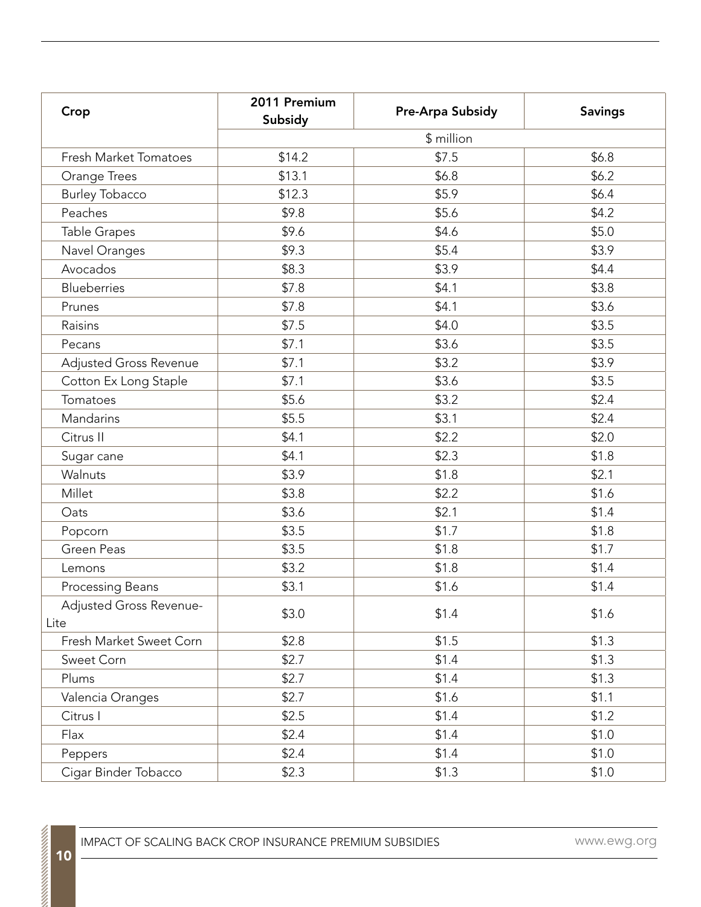| Crop | 2011 Premium Subsidy | Pre-Arpa Subsidy | Savings |
|---|---|---|---|
| | $ million | | |
| Fresh Market Tomatoes | $14.2 | $7.5 | $6.8 |
| Orange Trees | $13.1 | $6.8 | $6.2 |
| Burley Tobacco | $12.3 | $5.9 | $6.4 |
| Peaches | $9.8 | $5.6 | $4.2 |
| Table Grapes | $9.6 | $4.6 | $5.0 |
| Navel Oranges | $9.3 | $5.4 | $3.9 |
| Avocados | $8.3 | $3.9 | $4.4 |
| Blueberries | $7.8 | $4.1 | $3.8 |
| Prunes | $7.8 | $4.1 | $3.6 |
| Raisins | $7.5 | $4.0 | $3.5 |
| Pecans | $7.1 | $3.6 | $3.5 |
| Adjusted Gross Revenue | $7.1 | $3.2 | $3.9 |
| Cotton Ex Long Staple | $7.1 | $3.6 | $3.5 |
| Tomatoes | $5.6 | $3.2 | $2.4 |
| Mandarins | $5.5 | $3.1 | $2.4 |
| Citrus II | $4.1 | $2.2 | $2.0 |
| Sugar cane | $4.1 | $2.3 | $1.8 |
| Walnuts | $3.9 | $1.8 | $2.1 |
| Millet | $3.8 | $2.2 | $1.6 |
| Oats | $3.6 | $2.1 | $1.4 |
| Popcorn | $3.5 | $1.7 | $1.8 |
| Green Peas | $3.5 | $1.8 | $1.7 |
| Lemons | $3.2 | $1.8 | $1.4 |
| Processing Beans | $3.1 | $1.6 | $1.4 |
| Adjusted Gross Revenue-Lite | $3.0 | $1.4 | $1.6 |
| Fresh Market Sweet Corn | $2.8 | $1.5 | $1.3 |
| Sweet Corn | $2.7 | $1.4 | $1.3 |
| Plums | $2.7 | $1.4 | $1.3 |
| Valencia Oranges | $2.7 | $1.6 | $1.1 |
| Citrus I | $2.5 | $1.4 | $1.2 |
| Flax | $2.4 | $1.4 | $1.0 |
| Peppers | $2.4 | $1.4 | $1.0 |
| Cigar Binder Tobacco | $2.3 | $1.3 | $1.0 |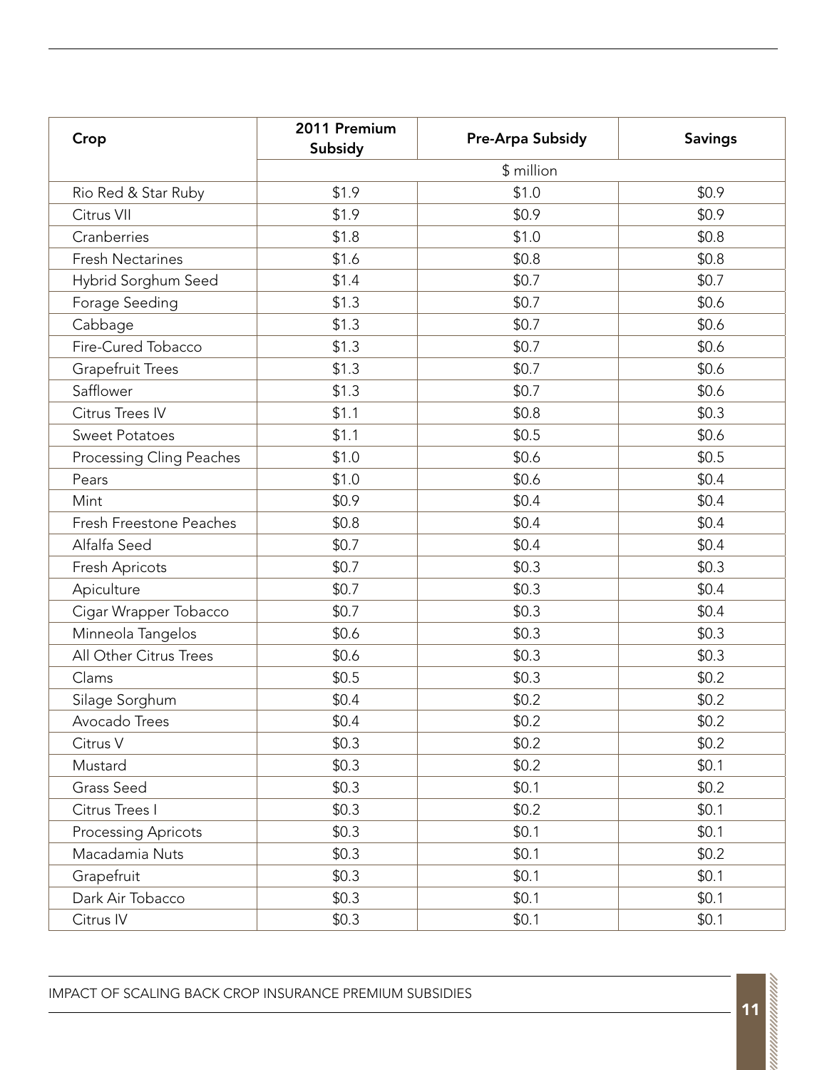| Crop | 2011 Premium Subsidy | Pre-Arpa Subsidy | Savings |
|---|---|---|---|
| | $ million | | |
| Rio Red & Star Ruby | $1.9 | $1.0 | $0.9 |
| Citrus VII | $1.9 | $0.9 | $0.9 |
| Cranberries | $1.8 | $1.0 | $0.8 |
| Fresh Nectarines | $1.6 | $0.8 | $0.8 |
| Hybrid Sorghum Seed | $1.4 | $0.7 | $0.7 |
| Forage Seeding | $1.3 | $0.7 | $0.6 |
| Cabbage | $1.3 | $0.7 | $0.6 |
| Fire-Cured Tobacco | $1.3 | $0.7 | $0.6 |
| Grapefruit Trees | $1.3 | $0.7 | $0.6 |
| Safflower | $1.3 | $0.7 | $0.6 |
| Citrus Trees IV | $1.1 | $0.8 | $0.3 |
| Sweet Potatoes | $1.1 | $0.5 | $0.6 |
| Processing Cling Peaches | $1.0 | $0.6 | $0.5 |
| Pears | $1.0 | $0.6 | $0.4 |
| Mint | $0.9 | $0.4 | $0.4 |
| Fresh Freestone Peaches | $0.8 | $0.4 | $0.4 |
| Alfalfa Seed | $0.7 | $0.4 | $0.4 |
| Fresh Apricots | $0.7 | $0.3 | $0.3 |
| Apiculture | $0.7 | $0.3 | $0.4 |
| Cigar Wrapper Tobacco | $0.7 | $0.3 | $0.4 |
| Minneola Tangelos | $0.6 | $0.3 | $0.3 |
| All Other Citrus Trees | $0.6 | $0.3 | $0.3 |
| Clams | $0.5 | $0.3 | $0.2 |
| Silage Sorghum | $0.4 | $0.2 | $0.2 |
| Avocado Trees | $0.4 | $0.2 | $0.2 |
| Citrus V | $0.3 | $0.2 | $0.2 |
| Mustard | $0.3 | $0.2 | $0.1 |
| Grass Seed | $0.3 | $0.1 | $0.2 |
| Citrus Trees I | $0.3 | $0.2 | $0.1 |
| Processing Apricots | $0.3 | $0.1 | $0.1 |
| Macadamia Nuts | $0.3 | $0.1 | $0.2 |
| Grapefruit | $0.3 | $0.1 | $0.1 |
| Dark Air Tobacco | $0.3 | $0.1 | $0.1 |
| Citrus IV | $0.3 | $0.1 | $0.1 |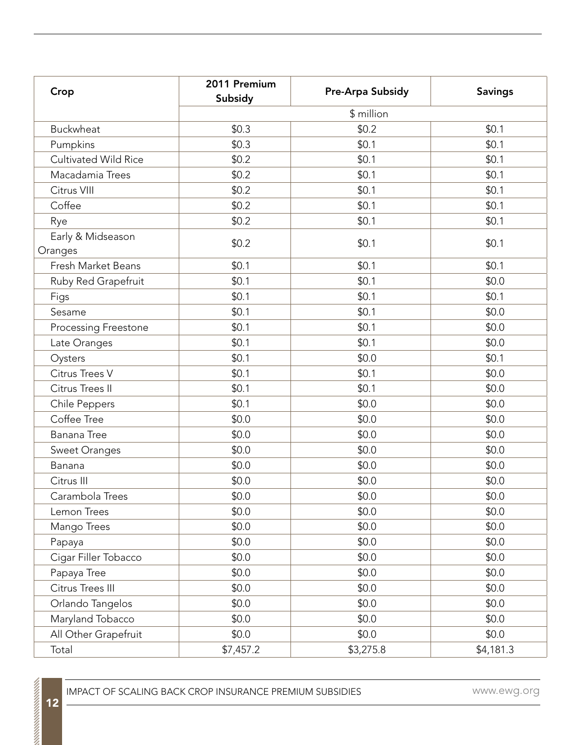| Crop | 2011 Premium Subsidy | Pre-Arpa Subsidy | Savings |
|---|---|---|---|
| | $ million | | |
| Buckwheat | $0.3 | $0.2 | $0.1 |
| Pumpkins | $0.3 | $0.1 | $0.1 |
| Cultivated Wild Rice | $0.2 | $0.1 | $0.1 |
| Macadamia Trees | $0.2 | $0.1 | $0.1 |
| Citrus VIII | $0.2 | $0.1 | $0.1 |
| Coffee | $0.2 | $0.1 | $0.1 |
| Rye | $0.2 | $0.1 | $0.1 |
| Early & Midseason Oranges | $0.2 | $0.1 | $0.1 |
| Fresh Market Beans | $0.1 | $0.1 | $0.1 |
| Ruby Red Grapefruit | $0.1 | $0.1 | $0.0 |
| Figs | $0.1 | $0.1 | $0.1 |
| Sesame | $0.1 | $0.1 | $0.0 |
| Processing Freestone | $0.1 | $0.1 | $0.0 |
| Late Oranges | $0.1 | $0.1 | $0.0 |
| Oysters | $0.1 | $0.0 | $0.1 |
| Citrus Trees V | $0.1 | $0.1 | $0.0 |
| Citrus Trees II | $0.1 | $0.1 | $0.0 |
| Chile Peppers | $0.1 | $0.0 | $0.0 |
| Coffee Tree | $0.0 | $0.0 | $0.0 |
| Banana Tree | $0.0 | $0.0 | $0.0 |
| Sweet Oranges | $0.0 | $0.0 | $0.0 |
| Banana | $0.0 | $0.0 | $0.0 |
| Citrus III | $0.0 | $0.0 | $0.0 |
| Carambola Trees | $0.0 | $0.0 | $0.0 |
| Lemon Trees | $0.0 | $0.0 | $0.0 |
| Mango Trees | $0.0 | $0.0 | $0.0 |
| Papaya | $0.0 | $0.0 | $0.0 |
| Cigar Filler Tobacco | $0.0 | $0.0 | $0.0 |
| Papaya Tree | $0.0 | $0.0 | $0.0 |
| Citrus Trees III | $0.0 | $0.0 | $0.0 |
| Orlando Tangelos | $0.0 | $0.0 | $0.0 |
| Maryland Tobacco | $0.0 | $0.0 | $0.0 |
| All Other Grapefruit | $0.0 | $0.0 | $0.0 |
| Total | $7,457.2 | $3,275.8 | $4,181.3 |